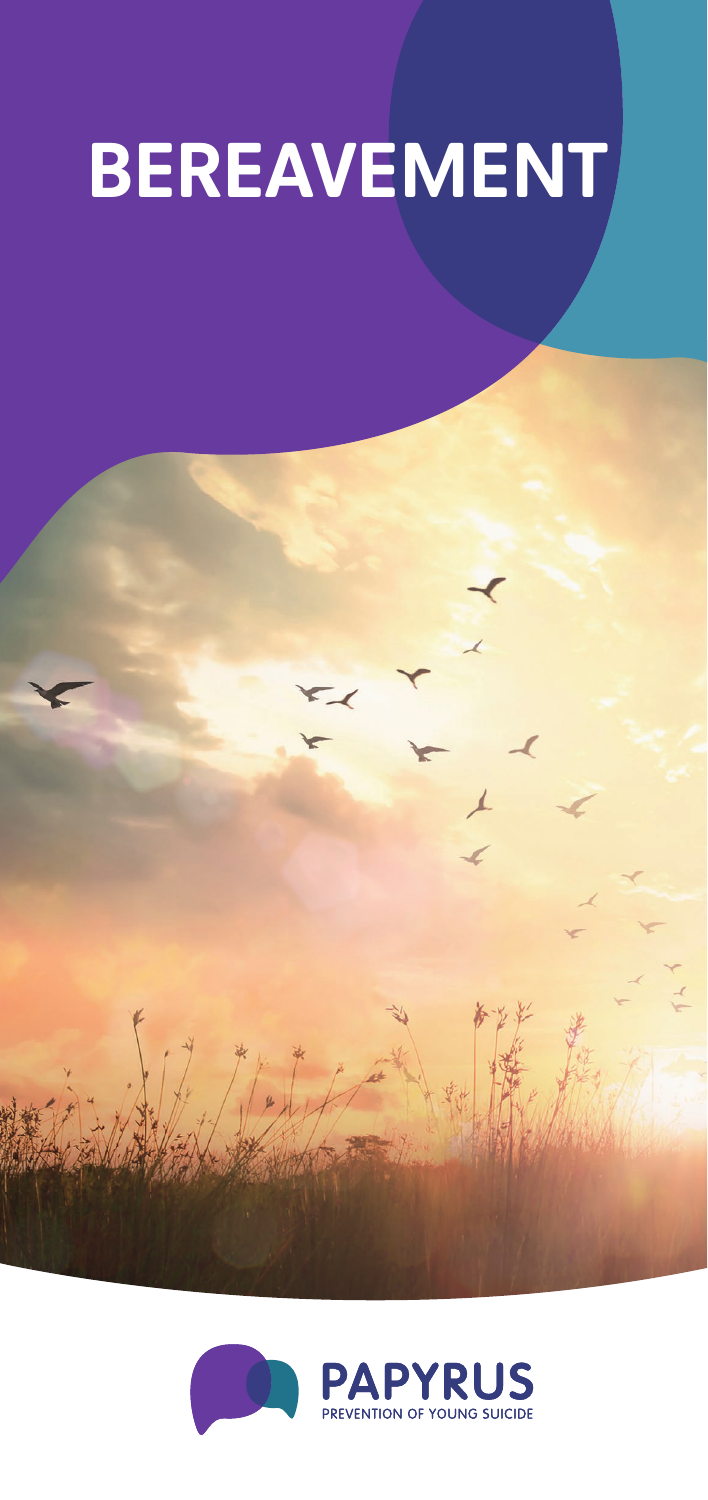# BEREAVEMENT

PAPYRUS

PREVENTION OF YOUNG SUICIDE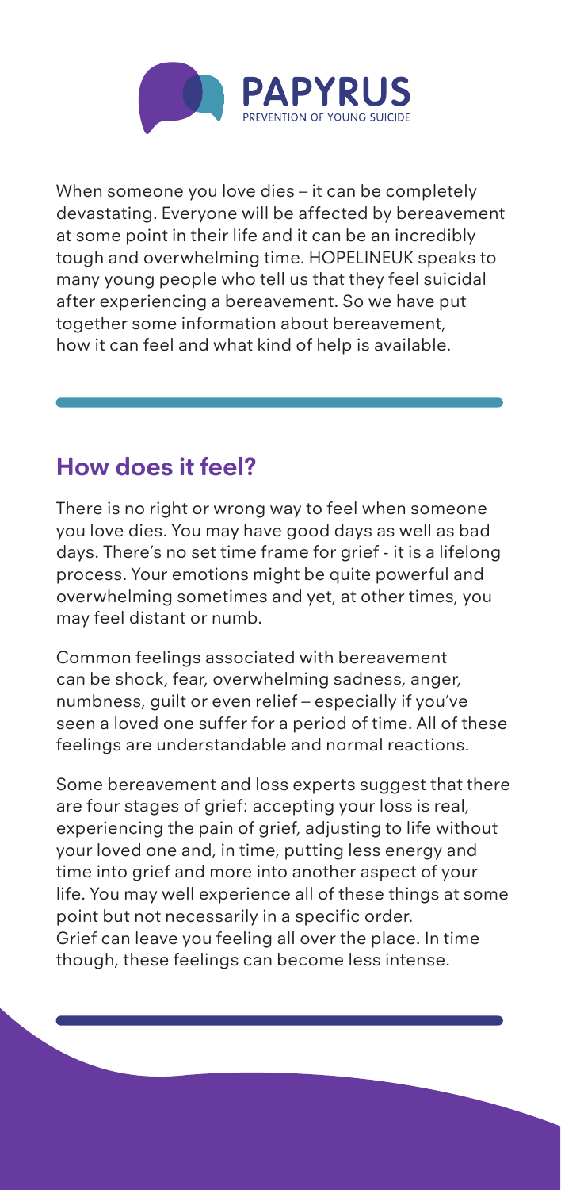**PAPYRUS**
PREVENTION OF YOUNG SUICIDE

When someone you love dies – it can be completely devastating. Everyone will be affected by bereavement at some point in their life and it can be an incredibly tough and overwhelming time. HOPELINEUK speaks to many young people who tell us that they feel suicidal after experiencing a bereavement. So we have put together some information about bereavement, how it can feel and what kind of help is available.

## How does it feel?

There is no right or wrong way to feel when someone you love dies. You may have good days as well as bad days. There's no set time frame for grief - it is a lifelong process. Your emotions might be quite powerful and overwhelming sometimes and yet, at other times, you may feel distant or numb.

Common feelings associated with bereavement can be shock, fear, overwhelming sadness, anger, numbness, guilt or even relief – especially if you've seen a loved one suffer for a period of time. All of these feelings are understandable and normal reactions.

Some bereavement and loss experts suggest that there are four stages of grief: accepting your loss is real, experiencing the pain of grief, adjusting to life without your loved one and, in time, putting less energy and time into grief and more into another aspect of your life. You may well experience all of these things at some point but not necessarily in a specific order. Grief can leave you feeling all over the place. In time though, these feelings can become less intense.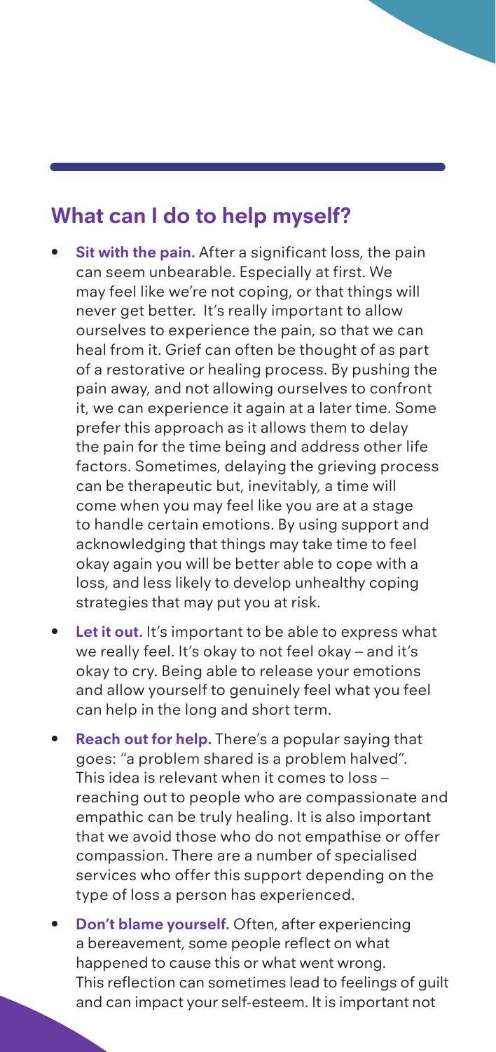## What can I do to help myself?

- **Sit with the pain.** After a significant loss, the pain can seem unbearable. Especially at first. We may feel like we're not coping, or that things will never get better. It's really important to allow ourselves to experience the pain, so that we can heal from it. Grief can often be thought of as part of a restorative or healing process. By pushing the pain away, and not allowing ourselves to confront it, we can experience it again at a later time. Some prefer this approach as it allows them to delay the pain for the time being and address other life factors. Sometimes, delaying the grieving process can be therapeutic but, inevitably, a time will come when you may feel like you are at a stage to handle certain emotions. By using support and acknowledging that things may take time to feel okay again you will be better able to cope with a loss, and less likely to develop unhealthy coping strategies that may put you at risk.
- **Let it out.** It's important to be able to express what we really feel. It's okay to not feel okay – and it's okay to cry. Being able to release your emotions and allow yourself to genuinely feel what you feel can help in the long and short term.
- **Reach out for help.** There's a popular saying that goes: "a problem shared is a problem halved". This idea is relevant when it comes to loss – reaching out to people who are compassionate and empathic can be truly healing. It is also important that we avoid those who do not empathise or offer compassion. There are a number of specialised services who offer this support depending on the type of loss a person has experienced.
- **Don't blame yourself.** Often, after experiencing a bereavement, some people reflect on what happened to cause this or what went wrong. This reflection can sometimes lead to feelings of guilt and can impact your self-esteem. It is important not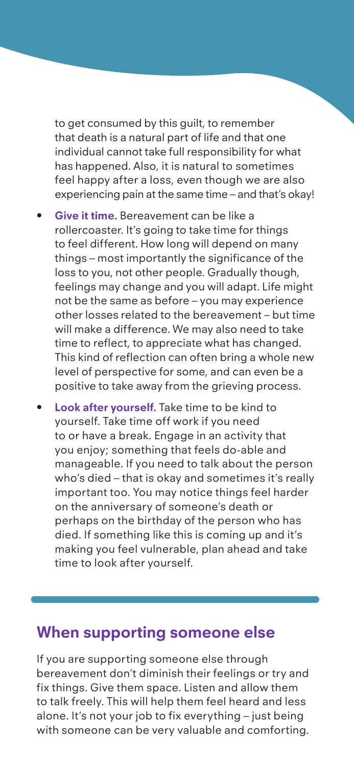to get consumed by this guilt, to remember that death is a natural part of life and that one individual cannot take full responsibility for what has happened. Also, it is natural to sometimes feel happy after a loss, even though we are also experiencing pain at the same time – and that's okay!

- **Give it time.** Bereavement can be like a rollercoaster. It's going to take time for things to feel different. How long will depend on many things – most importantly the significance of the loss to you, not other people. Gradually though, feelings may change and you will adapt. Life might not be the same as before – you may experience other losses related to the bereavement – but time will make a difference. We may also need to take time to reflect, to appreciate what has changed. This kind of reflection can often bring a whole new level of perspective for some, and can even be a positive to take away from the grieving process.
- **Look after yourself.** Take time to be kind to yourself. Take time off work if you need to or have a break. Engage in an activity that you enjoy; something that feels do-able and manageable. If you need to talk about the person who's died – that is okay and sometimes it's really important too. You may notice things feel harder on the anniversary of someone's death or perhaps on the birthday of the person who has died. If something like this is coming up and it's making you feel vulnerable, plan ahead and take time to look after yourself.

## When supporting someone else

If you are supporting someone else through bereavement don't diminish their feelings or try and fix things. Give them space. Listen and allow them to talk freely. This will help them feel heard and less alone. It's not your job to fix everything – just being with someone can be very valuable and comforting.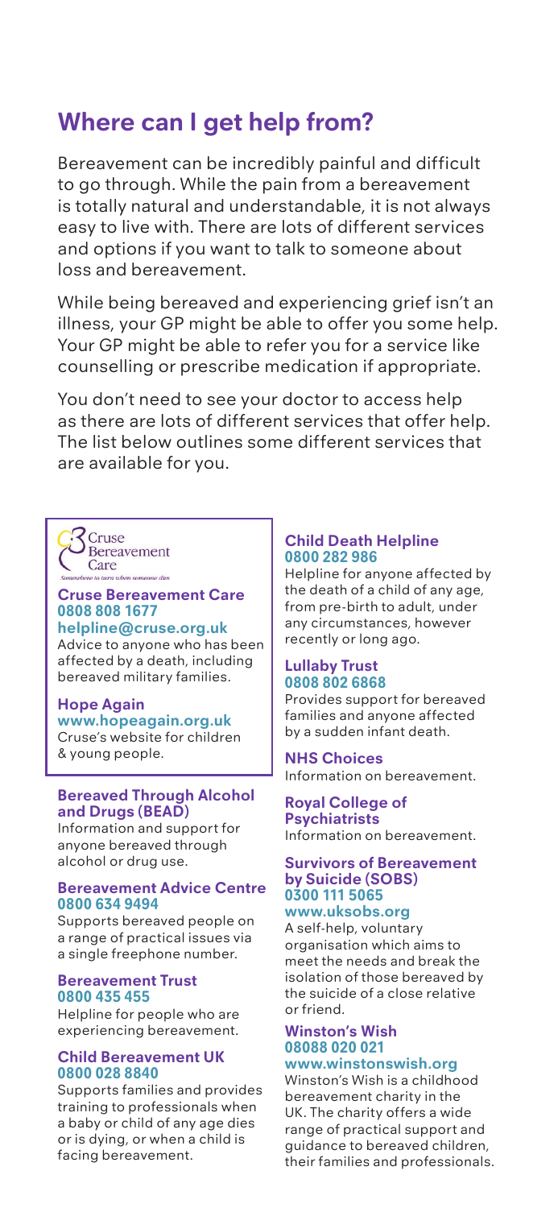## Where can I get help from?

Bereavement can be incredibly painful and difficult to go through. While the pain from a bereavement is totally natural and understandable, it is not always easy to live with. There are lots of different services and options if you want to talk to someone about loss and bereavement.

While being bereaved and experiencing grief isn't an illness, your GP might be able to offer you some help. Your GP might be able to refer you for a service like counselling or prescribe medication if appropriate.

You don't need to see your doctor to access help as there are lots of different services that offer help. The list below outlines some different services that are available for you.

Cruse Bereavement Care
*Somewhere to turn when someone dies*

**Cruse Bereavement Care**
**0808 808 1677**
**helpline@cruse.org.uk**
Advice to anyone who has been affected by a death, including bereaved military families.

**Hope Again**
**www.hopeagain.org.uk**
Cruse's website for children & young people.

**Bereaved Through Alcohol and Drugs (BEAD)**
Information and support for anyone bereaved through alcohol or drug use.

**Bereavement Advice Centre**
**0800 634 9494**
Supports bereaved people on a range of practical issues via a single freephone number.

**Bereavement Trust**
**0800 435 455**
Helpline for people who are experiencing bereavement.

**Child Bereavement UK**
**0800 028 8840**
Supports families and provides training to professionals when a baby or child of any age dies or is dying, or when a child is facing bereavement.

**Child Death Helpline**
**0800 282 986**
Helpline for anyone affected by the death of a child of any age, from pre-birth to adult, under any circumstances, however recently or long ago.

**Lullaby Trust**
**0808 802 6868**
Provides support for bereaved families and anyone affected by a sudden infant death.

**NHS Choices**
Information on bereavement.

**Royal College of Psychiatrists**
Information on bereavement.

**Survivors of Bereavement by Suicide (SOBS)**
**0300 111 5065**
**www.uksobs.org**
A self-help, voluntary organisation which aims to meet the needs and break the isolation of those bereaved by the suicide of a close relative or friend.

**Winston's Wish**
**08088 020 021**
**www.winstonswish.org**
Winston's Wish is a childhood bereavement charity in the UK. The charity offers a wide range of practical support and guidance to bereaved children, their families and professionals.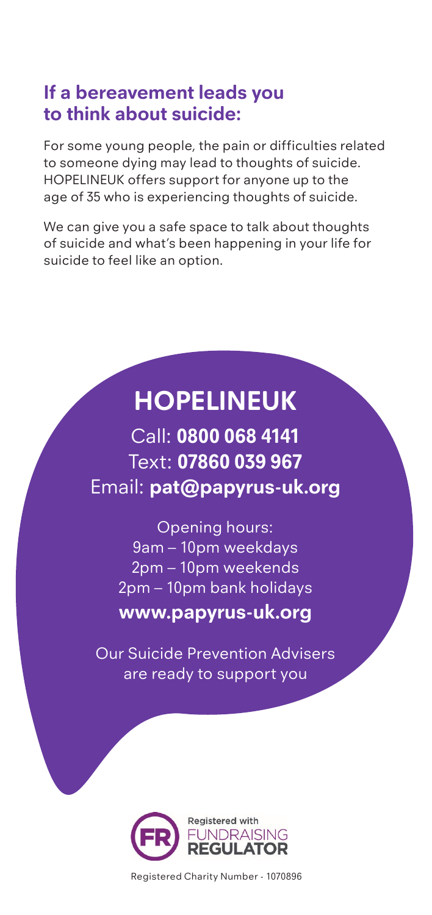## If a bereavement leads you to think about suicide:

For some young people, the pain or difficulties related to someone dying may lead to thoughts of suicide. HOPELINEUK offers support for anyone up to the age of 35 who is experiencing thoughts of suicide.

We can give you a safe space to talk about thoughts of suicide and what's been happening in your life for suicide to feel like an option.

## HOPELINEUK

Call: **0800 068 4141**
Text: **07860 039 967**
Email: **pat@papyrus-uk.org**

Opening hours:
9am – 10pm weekdays
2pm – 10pm weekends
2pm – 10pm bank holidays

**www.papyrus-uk.org**

Our Suicide Prevention Advisers are ready to support you

Registered with FUNDRAISING REGULATOR

Registered Charity Number - 1070896